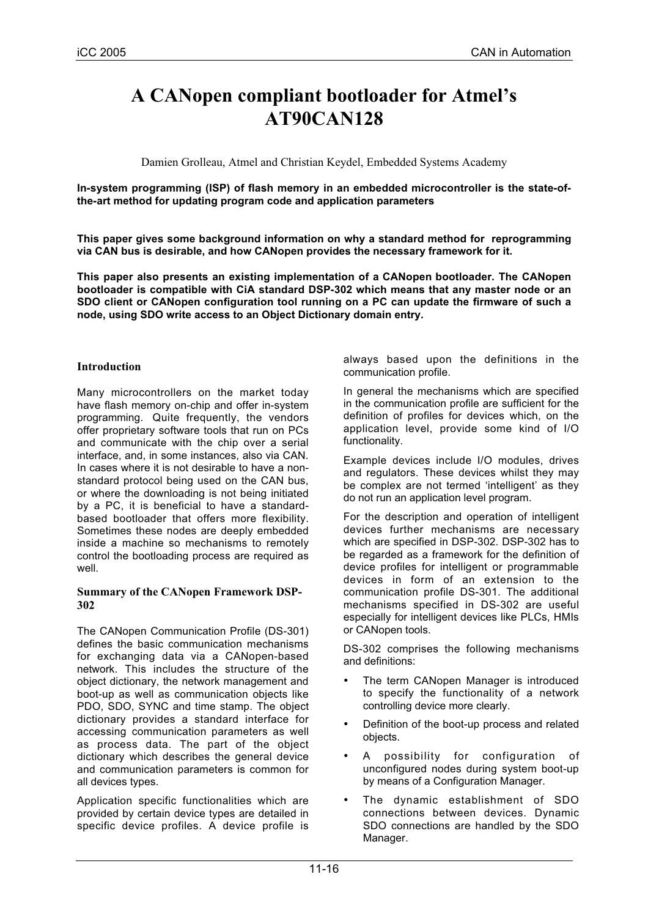# A CANopen compliant bootloader for Atmel's AT90CAN128

Damien Grolleau, Atmel and Christian Keydel, Embedded Systems Academy

**In-system programming (ISP) of flash memory in an embedded microcontroller is the state-of-the-art method for updating program code and application parameters**

**This paper gives some background information on why a standard method for reprogramming via CAN bus is desirable, and how CANopen provides the necessary framework for it.**

**This paper also presents an existing implementation of a CANopen bootloader. The CANopen bootloader is compatible with CiA standard DSP-302 which means that any master node or an SDO client or CANopen configuration tool running on a PC can update the firmware of such a node, using SDO write access to an Object Dictionary domain entry.**

## Introduction

Many microcontrollers on the market today have flash memory on-chip and offer in-system programming. Quite frequently, the vendors offer proprietary software tools that run on PCs and communicate with the chip over a serial interface, and, in some instances, also via CAN. In cases where it is not desirable to have a non-standard protocol being used on the CAN bus, or where the downloading is not being initiated by a PC, it is beneficial to have a standard-based bootloader that offers more flexibility. Sometimes these nodes are deeply embedded inside a machine so mechanisms to remotely control the bootloading process are required as well.

## Summary of the CANopen Framework DSP-302

The CANopen Communication Profile (DS-301) defines the basic communication mechanisms for exchanging data via a CANopen-based network. This includes the structure of the object dictionary, the network management and boot-up as well as communication objects like PDO, SDO, SYNC and time stamp. The object dictionary provides a standard interface for accessing communication parameters as well as process data. The part of the object dictionary which describes the general device and communication parameters is common for all devices types.

Application specific functionalities which are provided by certain device types are detailed in specific device profiles. A device profile is always based upon the definitions in the communication profile.

In general the mechanisms which are specified in the communication profile are sufficient for the definition of profiles for devices which, on the application level, provide some kind of I/O functionality.

Example devices include I/O modules, drives and regulators. These devices whilst they may be complex are not termed 'intelligent' as they do not run an application level program.

For the description and operation of intelligent devices further mechanisms are necessary which are specified in DSP-302. DSP-302 has to be regarded as a framework for the definition of device profiles for intelligent or programmable devices in form of an extension to the communication profile DS-301. The additional mechanisms specified in DS-302 are useful especially for intelligent devices like PLCs, HMIs or CANopen tools.

DS-302 comprises the following mechanisms and definitions:

- The term CANopen Manager is introduced to specify the functionality of a network controlling device more clearly.
- Definition of the boot-up process and related objects.
- A possibility for configuration of unconfigured nodes during system boot-up by means of a Configuration Manager.
- The dynamic establishment of SDO connections between devices. Dynamic SDO connections are handled by the SDO Manager.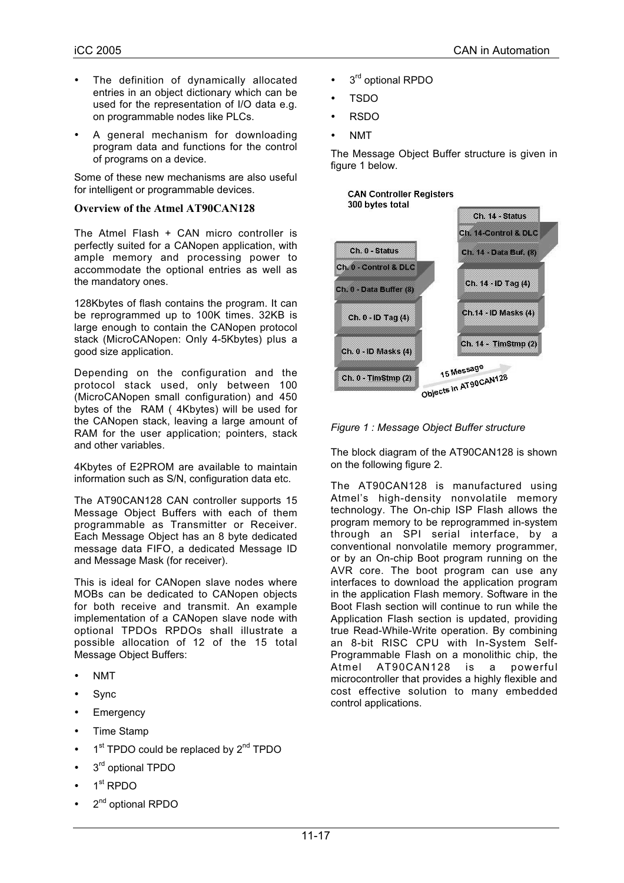- The definition of dynamically allocated entries in an object dictionary which can be used for the representation of I/O data e.g. on programmable nodes like PLCs.
- A general mechanism for downloading program data and functions for the control of programs on a device.

Some of these new mechanisms are also useful for intelligent or programmable devices.

### Overview of the Atmel AT90CAN128

The Atmel Flash + CAN micro controller is perfectly suited for a CANopen application, with ample memory and processing power to accommodate the optional entries as well as the mandatory ones.

128Kbytes of flash contains the program. It can be reprogrammed up to 100K times. 32KB is large enough to contain the CANopen protocol stack (MicroCANopen: Only 4-5Kbytes) plus a good size application.

Depending on the configuration and the protocol stack used, only between 100 (MicroCANopen small configuration) and 450 bytes of the RAM ( 4Kbytes) will be used for the CANopen stack, leaving a large amount of RAM for the user application; pointers, stack and other variables.

4Kbytes of E2PROM are available to maintain information such as S/N, configuration data etc.

The AT90CAN128 CAN controller supports 15 Message Object Buffers with each of them programmable as Transmitter or Receiver. Each Message Object has an 8 byte dedicated message data FIFO, a dedicated Message ID and Message Mask (for receiver).

This is ideal for CANopen slave nodes where MOBs can be dedicated to CANopen objects for both receive and transmit. An example implementation of a CANopen slave node with optional TPDOs RPDOs shall illustrate a possible allocation of 12 of the 15 total Message Object Buffers:

- NMT
- Sync
- Emergency
- Time Stamp
- 1st TPDO could be replaced by 2nd TPDO
- 3rd optional TPDO
- 1st RPDO
- 2nd optional RPDO
- 3rd optional RPDO
- TSDO
- RSDO
- NMT

The Message Object Buffer structure is given in figure 1 below.

CAN Controller Registers
300 bytes total

| Ch. 0 | Ch. 14 |
|---|---|
| Ch. 0 - Status | Ch. 14 - Status |
| Ch. 0 - Control & DLC | Ch. 14-Control & DLC |
| Ch. 0 - Data Buffer (8) | Ch. 14 - Data Buf. (8) |
| Ch. 0 - ID Tag (4) | Ch. 14 - ID Tag (4) |
| Ch. 0 - ID Masks (4) | Ch.14 - ID Masks (4) |
| Ch. 0 - TimStmp (2) | Ch. 14 - TimStmp (2) |

15 Message Objects in AT90CAN128

*Figure 1 : Message Object Buffer structure*

The block diagram of the AT90CAN128 is shown on the following figure 2.

The AT90CAN128 is manufactured using Atmel's high-density nonvolatile memory technology. The On-chip ISP Flash allows the program memory to be reprogrammed in-system through an SPI serial interface, by a conventional nonvolatile memory programmer, or by an On-chip Boot program running on the AVR core. The boot program can use any interfaces to download the application program in the application Flash memory. Software in the Boot Flash section will continue to run while the Application Flash section is updated, providing true Read-While-Write operation. By combining an 8-bit RISC CPU with In-System Self-Programmable Flash on a monolithic chip, the Atmel AT90CAN128 is a powerful microcontroller that provides a highly flexible and cost effective solution to many embedded control applications.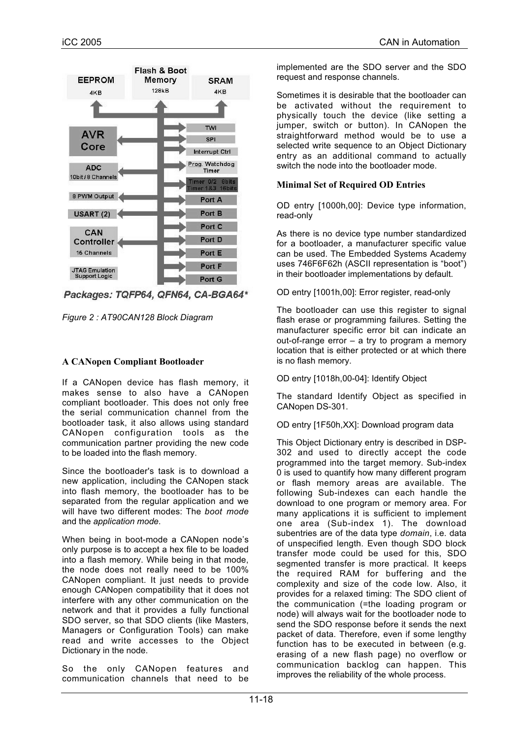Figure 2 : AT90CAN128 Block Diagram

### A CANopen Compliant Bootloader

If a CANopen device has flash memory, it makes sense to also have a CANopen compliant bootloader. This does not only free the serial communication channel from the bootloader task, it also allows using standard CANopen configuration tools as the communication partner providing the new code to be loaded into the flash memory.

Since the bootloader's task is to download a new application, including the CANopen stack into flash memory, the bootloader has to be separated from the regular application and we will have two different modes: The *boot mode* and the *application mode*.

When being in boot-mode a CANopen node's only purpose is to accept a hex file to be loaded into a flash memory. While being in that mode, the node does not really need to be 100% CANopen compliant. It just needs to provide enough CANopen compatibility that it does not interfere with any other communication on the network and that it provides a fully functional SDO server, so that SDO clients (like Masters, Managers or Configuration Tools) can make read and write accesses to the Object Dictionary in the node.

So the only CANopen features and communication channels that need to be implemented are the SDO server and the SDO request and response channels.

Sometimes it is desirable that the bootloader can be activated without the requirement to physically touch the device (like setting a jumper, switch or button). In CANopen the straightforward method would be to use a selected write sequence to an Object Dictionary entry as an additional command to actually switch the node into the bootloader mode.

### Minimal Set of Required OD Entries

OD entry [1000h,00]: Device type information, read-only

As there is no device type number standardized for a bootloader, a manufacturer specific value can be used. The Embedded Systems Academy uses 746F6F62h (ASCII representation is "boot") in their bootloader implementations by default.

OD entry [1001h,00]: Error register, read-only

The bootloader can use this register to signal flash erase or programming failures. Setting the manufacturer specific error bit can indicate an out-of-range error – a try to program a memory location that is either protected or at which there is no flash memory.

OD entry [1018h,00-04]: Identify Object

The standard Identify Object as specified in CANopen DS-301.

OD entry [1F50h,XX]: Download program data

This Object Dictionary entry is described in DSP-302 and used to directly accept the code programmed into the target memory. Sub-index 0 is used to quantify how many different program or flash memory areas are available. The following Sub-indexes can each handle the download to one program or memory area. For many applications it is sufficient to implement one area (Sub-index 1). The download subentries are of the data type *domain*, i.e. data of unspecified length. Even though SDO block transfer mode could be used for this, SDO segmented transfer is more practical. It keeps the required RAM for buffering and the complexity and size of the code low. Also, it provides for a relaxed timing: The SDO client of the communication (=the loading program or node) will always wait for the bootloader node to send the SDO response before it sends the next packet of data. Therefore, even if some lengthy function has to be executed in between (e.g. erasing of a new flash page) no overflow or communication backlog can happen. This improves the reliability of the whole process.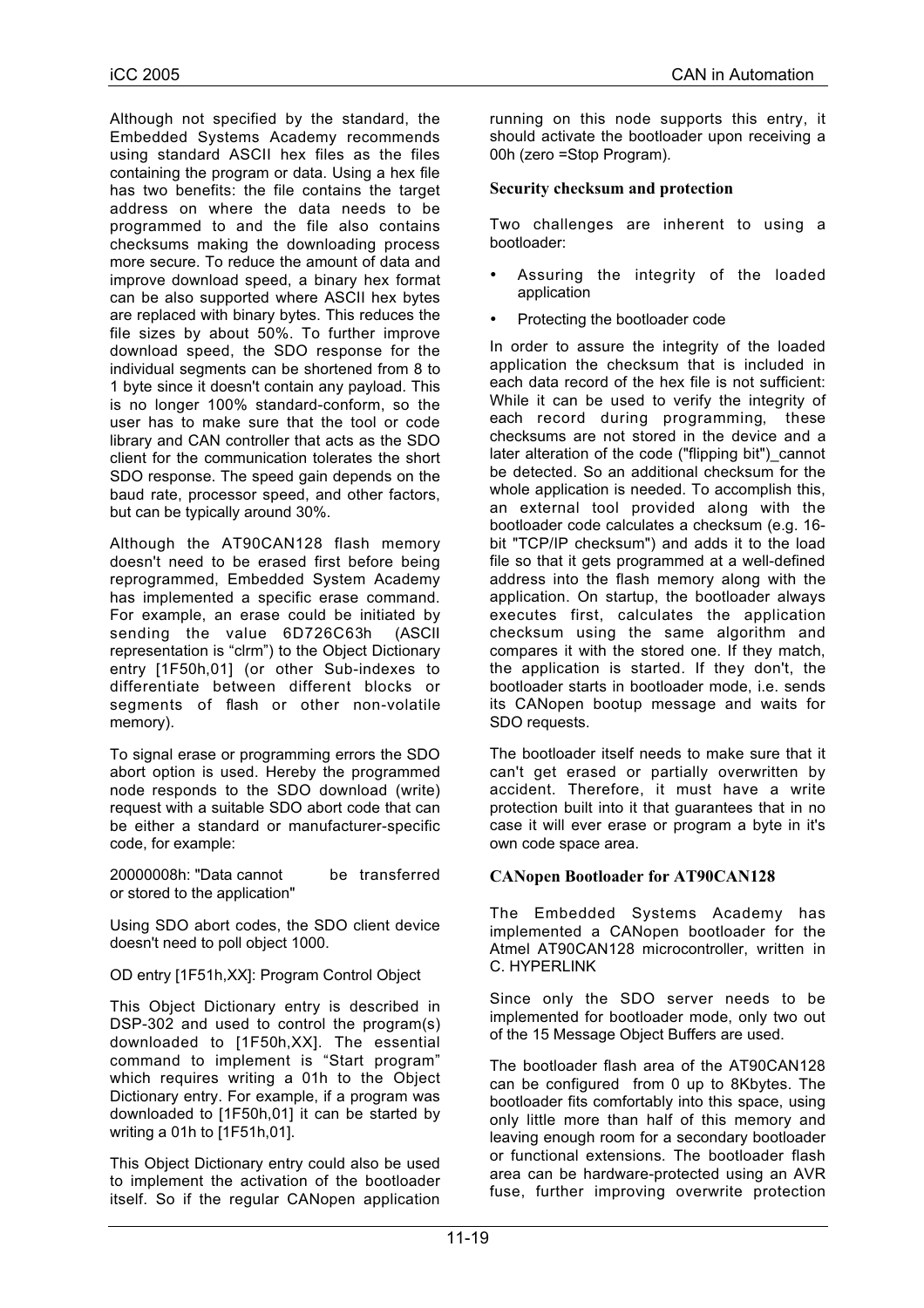Although not specified by the standard, the Embedded Systems Academy recommends using standard ASCII hex files as the files containing the program or data. Using a hex file has two benefits: the file contains the target address on where the data needs to be programmed to and the file also contains checksums making the downloading process more secure. To reduce the amount of data and improve download speed, a binary hex format can be also supported where ASCII hex bytes are replaced with binary bytes. This reduces the file sizes by about 50%. To further improve download speed, the SDO response for the individual segments can be shortened from 8 to 1 byte since it doesn't contain any payload. This is no longer 100% standard-conform, so the user has to make sure that the tool or code library and CAN controller that acts as the SDO client for the communication tolerates the short SDO response. The speed gain depends on the baud rate, processor speed, and other factors, but can be typically around 30%.

Although the AT90CAN128 flash memory doesn't need to be erased first before being reprogrammed, Embedded System Academy has implemented a specific erase command. For example, an erase could be initiated by sending the value 6D726C63h (ASCII representation is "clrm") to the Object Dictionary entry [1F50h,01] (or other Sub-indexes to differentiate between different blocks or segments of flash or other non-volatile memory).

To signal erase or programming errors the SDO abort option is used. Hereby the programmed node responds to the SDO download (write) request with a suitable SDO abort code that can be either a standard or manufacturer-specific code, for example:

20000008h: "Data cannot be transferred or stored to the application"

Using SDO abort codes, the SDO client device doesn't need to poll object 1000.

OD entry [1F51h,XX]: Program Control Object

This Object Dictionary entry is described in DSP-302 and used to control the program(s) downloaded to [1F50h,XX]. The essential command to implement is "Start program" which requires writing a 01h to the Object Dictionary entry. For example, if a program was downloaded to [1F50h,01] it can be started by writing a 01h to [1F51h,01].

This Object Dictionary entry could also be used to implement the activation of the bootloader itself. So if the regular CANopen application running on this node supports this entry, it should activate the bootloader upon receiving a 00h (zero =Stop Program).

### Security checksum and protection

Two challenges are inherent to using a bootloader:

- Assuring the integrity of the loaded application
- Protecting the bootloader code

In order to assure the integrity of the loaded application the checksum that is included in each data record of the hex file is not sufficient: While it can be used to verify the integrity of each record during programming, these checksums are not stored in the device and a later alteration of the code ("flipping bit")_cannot be detected. So an additional checksum for the whole application is needed. To accomplish this, an external tool provided along with the bootloader code calculates a checksum (e.g. 16-bit "TCP/IP checksum") and adds it to the load file so that it gets programmed at a well-defined address into the flash memory along with the application. On startup, the bootloader always executes first, calculates the application checksum using the same algorithm and compares it with the stored one. If they match, the application is started. If they don't, the bootloader starts in bootloader mode, i.e. sends its CANopen bootup message and waits for SDO requests.

The bootloader itself needs to make sure that it can't get erased or partially overwritten by accident. Therefore, it must have a write protection built into it that guarantees that in no case it will ever erase or program a byte in it's own code space area.

### CANopen Bootloader for AT90CAN128

The Embedded Systems Academy has implemented a CANopen bootloader for the Atmel AT90CAN128 microcontroller, written in C. HYPERLINK

Since only the SDO server needs to be implemented for bootloader mode, only two out of the 15 Message Object Buffers are used.

The bootloader flash area of the AT90CAN128 can be configured from 0 up to 8Kbytes. The bootloader fits comfortably into this space, using only little more than half of this memory and leaving enough room for a secondary bootloader or functional extensions. The bootloader flash area can be hardware-protected using an AVR fuse, further improving overwrite protection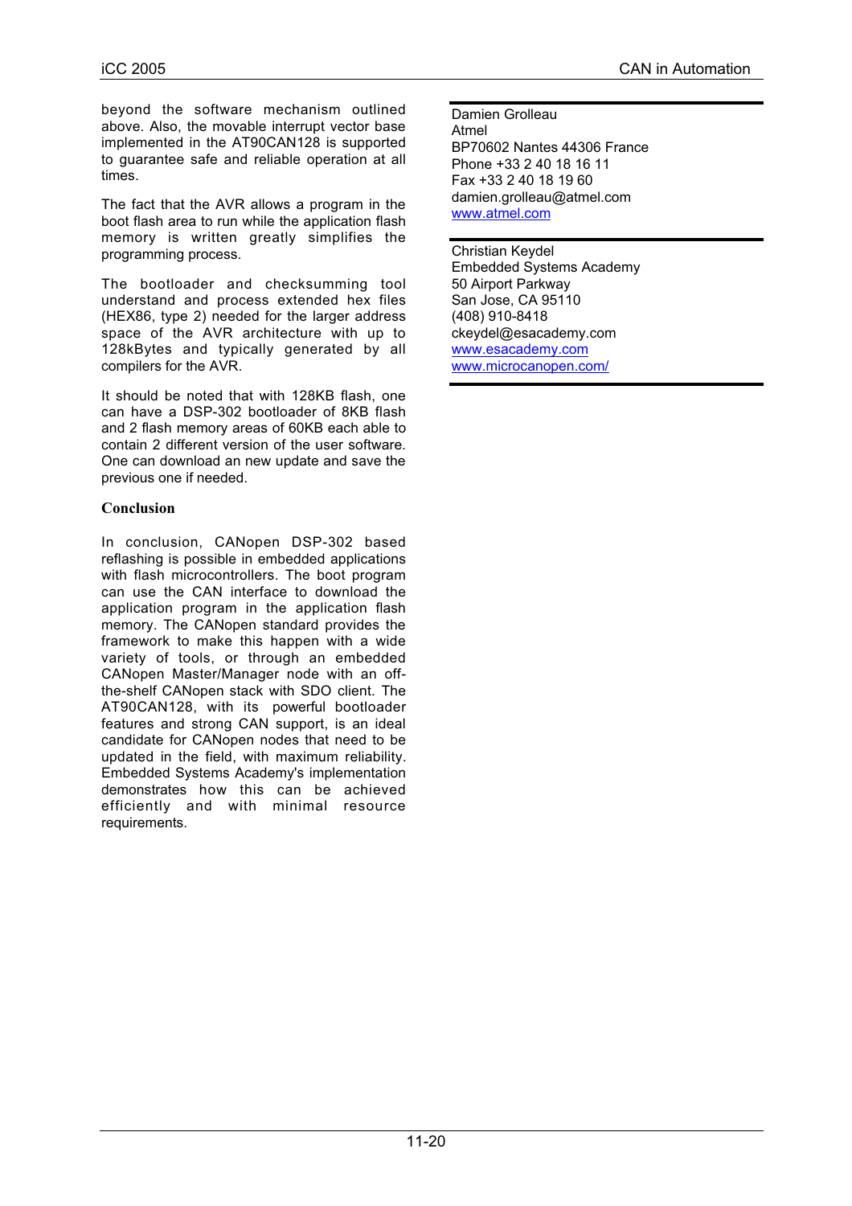beyond the software mechanism outlined above. Also, the movable interrupt vector base implemented in the AT90CAN128 is supported to guarantee safe and reliable operation at all times.

The fact that the AVR allows a program in the boot flash area to run while the application flash memory is written greatly simplifies the programming process.

The bootloader and checksumming tool understand and process extended hex files (HEX86, type 2) needed for the larger address space of the AVR architecture with up to 128kBytes and typically generated by all compilers for the AVR.

It should be noted that with 128KB flash, one can have a DSP-302 bootloader of 8KB flash and 2 flash memory areas of 60KB each able to contain 2 different version of the user software. One can download an new update and save the previous one if needed.

## Conclusion

In conclusion, CANopen DSP-302 based reflashing is possible in embedded applications with flash microcontrollers. The boot program can use the CAN interface to download the application program in the application flash memory. The CANopen standard provides the framework to make this happen with a wide variety of tools, or through an embedded CANopen Master/Manager node with an off-the-shelf CANopen stack with SDO client. The AT90CAN128, with its powerful bootloader features and strong CAN support, is an ideal candidate for CANopen nodes that need to be updated in the field, with maximum reliability. Embedded Systems Academy's implementation demonstrates how this can be achieved efficiently and with minimal resource requirements.

---

Damien Grolleau
Atmel
BP70602 Nantes 44306 France
Phone +33 2 40 18 16 11
Fax +33 2 40 18 19 60
damien.grolleau@atmel.com
www.atmel.com

---

Christian Keydel
Embedded Systems Academy
50 Airport Parkway
San Jose, CA 95110
(408) 910-8418
ckeydel@esacademy.com
www.esacademy.com
www.microcanopen.com/